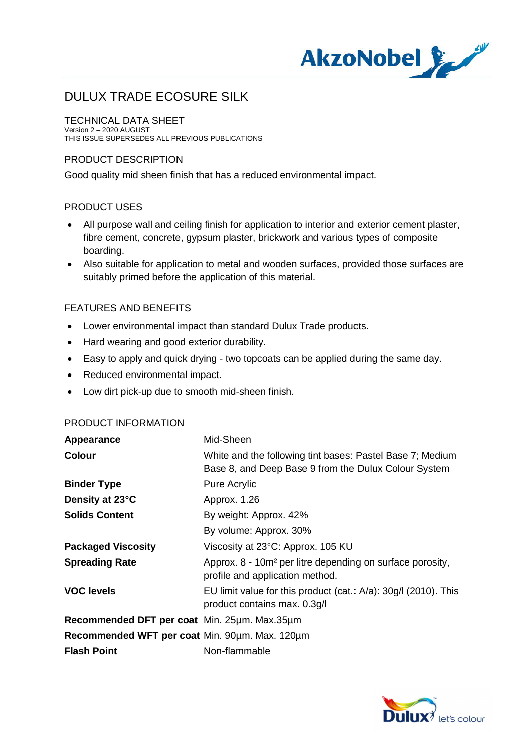# DULUX TRADE ECOSURE SILK

## TECHNICAL DATA SHEET

Version 2 – 2020 AUGUST
THIS ISSUE SUPERSEDES ALL PREVIOUS PUBLICATIONS

## PRODUCT DESCRIPTION

Good quality mid sheen finish that has a reduced environmental impact.

## PRODUCT USES

- All purpose wall and ceiling finish for application to interior and exterior cement plaster, fibre cement, concrete, gypsum plaster, brickwork and various types of composite boarding.
- Also suitable for application to metal and wooden surfaces, provided those surfaces are suitably primed before the application of this material.

## FEATURES AND BENEFITS

- Lower environmental impact than standard Dulux Trade products.
- Hard wearing and good exterior durability.
- Easy to apply and quick drying - two topcoats can be applied during the same day.
- Reduced environmental impact.
- Low dirt pick-up due to smooth mid-sheen finish.

## PRODUCT INFORMATION

| | |
|---|---|
| **Appearance** | Mid-Sheen |
| **Colour** | White and the following tint bases: Pastel Base 7; Medium Base 8, and Deep Base 9 from the Dulux Colour System |
| **Binder Type** | Pure Acrylic |
| **Density at 23°C** | Approx. 1.26 |
| **Solids Content** | By weight: Approx. 42% |
| | By volume: Approx. 30% |
| **Packaged Viscosity** | Viscosity at 23°C: Approx. 105 KU |
| **Spreading Rate** | Approx. 8 - 10m² per litre depending on surface porosity, profile and application method. |
| **VOC levels** | EU limit value for this product (cat.: A/a): 30g/l (2010). This product contains max. 0.3g/l |
| **Recommended DFT per coat** | Min. 25µm. Max.35µm |
| **Recommended WFT per coat** | Min. 90µm. Max. 120µm |
| **Flash Point** | Non-flammable |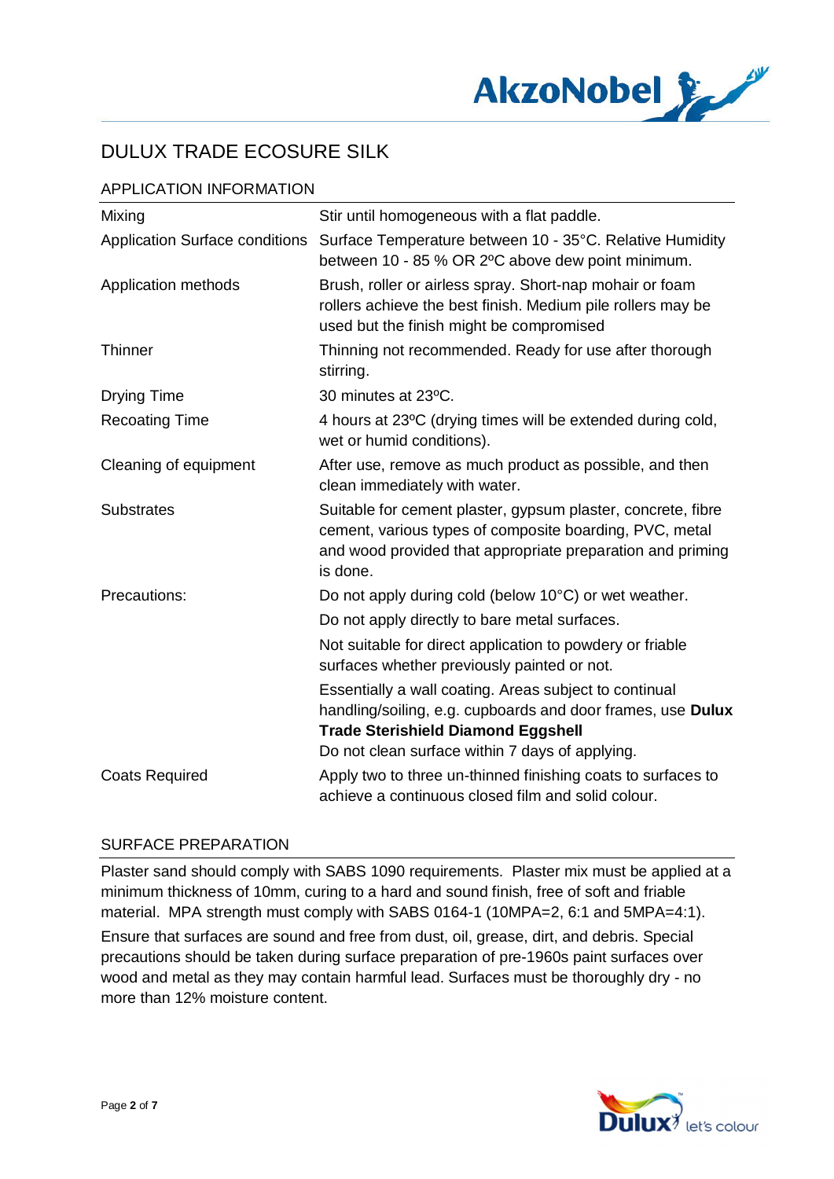# DULUX TRADE ECOSURE SILK

## APPLICATION INFORMATION

| | |
|---|---|
| Mixing | Stir until homogeneous with a flat paddle. |
| Application Surface conditions | Surface Temperature between 10 - 35°C. Relative Humidity between 10 - 85 % OR 2ºC above dew point minimum. |
| Application methods | Brush, roller or airless spray. Short-nap mohair or foam rollers achieve the best finish. Medium pile rollers may be used but the finish might be compromised |
| Thinner | Thinning not recommended. Ready for use after thorough stirring. |
| Drying Time | 30 minutes at 23ºC. |
| Recoating Time | 4 hours at 23ºC (drying times will be extended during cold, wet or humid conditions). |
| Cleaning of equipment | After use, remove as much product as possible, and then clean immediately with water. |
| Substrates | Suitable for cement plaster, gypsum plaster, concrete, fibre cement, various types of composite boarding, PVC, metal and wood provided that appropriate preparation and priming is done. |
| Precautions: | Do not apply during cold (below 10°C) or wet weather.<br>Do not apply directly to bare metal surfaces.<br>Not suitable for direct application to powdery or friable surfaces whether previously painted or not.<br>Essentially a wall coating. Areas subject to continual handling/soiling, e.g. cupboards and door frames, use **Dulux Trade Sterishield Diamond Eggshell**<br>Do not clean surface within 7 days of applying. |
| Coats Required | Apply two to three un-thinned finishing coats to surfaces to achieve a continuous closed film and solid colour. |

## SURFACE PREPARATION

Plaster sand should comply with SABS 1090 requirements. Plaster mix must be applied at a minimum thickness of 10mm, curing to a hard and sound finish, free of soft and friable material. MPA strength must comply with SABS 0164-1 (10MPA=2, 6:1 and 5MPA=4:1).

Ensure that surfaces are sound and free from dust, oil, grease, dirt, and debris. Special precautions should be taken during surface preparation of pre-1960s paint surfaces over wood and metal as they may contain harmful lead. Surfaces must be thoroughly dry - no more than 12% moisture content.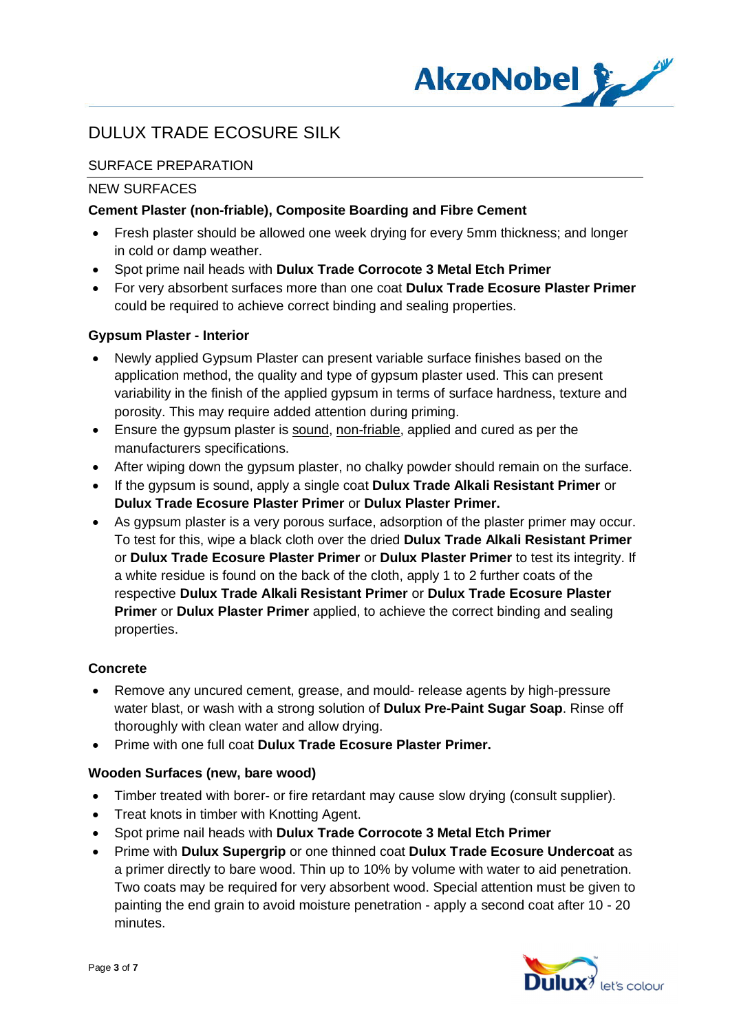# DULUX TRADE ECOSURE SILK

## SURFACE PREPARATION

### NEW SURFACES

**Cement Plaster (non-friable), Composite Boarding and Fibre Cement**

- Fresh plaster should be allowed one week drying for every 5mm thickness; and longer in cold or damp weather.
- Spot prime nail heads with **Dulux Trade Corrocote 3 Metal Etch Primer**
- For very absorbent surfaces more than one coat **Dulux Trade Ecosure Plaster Primer** could be required to achieve correct binding and sealing properties.

**Gypsum Plaster - Interior**

- Newly applied Gypsum Plaster can present variable surface finishes based on the application method, the quality and type of gypsum plaster used. This can present variability in the finish of the applied gypsum in terms of surface hardness, texture and porosity. This may require added attention during priming.
- Ensure the gypsum plaster is sound, non-friable, applied and cured as per the manufacturers specifications.
- After wiping down the gypsum plaster, no chalky powder should remain on the surface.
- If the gypsum is sound, apply a single coat **Dulux Trade Alkali Resistant Primer** or **Dulux Trade Ecosure Plaster Primer** or **Dulux Plaster Primer.**
- As gypsum plaster is a very porous surface, adsorption of the plaster primer may occur. To test for this, wipe a black cloth over the dried **Dulux Trade Alkali Resistant Primer** or **Dulux Trade Ecosure Plaster Primer** or **Dulux Plaster Primer** to test its integrity. If a white residue is found on the back of the cloth, apply 1 to 2 further coats of the respective **Dulux Trade Alkali Resistant Primer** or **Dulux Trade Ecosure Plaster Primer** or **Dulux Plaster Primer** applied, to achieve the correct binding and sealing properties.

**Concrete**

- Remove any uncured cement, grease, and mould- release agents by high-pressure water blast, or wash with a strong solution of **Dulux Pre-Paint Sugar Soap**. Rinse off thoroughly with clean water and allow drying.
- Prime with one full coat **Dulux Trade Ecosure Plaster Primer.**

**Wooden Surfaces (new, bare wood)**

- Timber treated with borer- or fire retardant may cause slow drying (consult supplier).
- Treat knots in timber with Knotting Agent.
- Spot prime nail heads with **Dulux Trade Corrocote 3 Metal Etch Primer**
- Prime with **Dulux Supergrip** or one thinned coat **Dulux Trade Ecosure Undercoat** as a primer directly to bare wood. Thin up to 10% by volume with water to aid penetration. Two coats may be required for very absorbent wood. Special attention must be given to painting the end grain to avoid moisture penetration - apply a second coat after 10 - 20 minutes.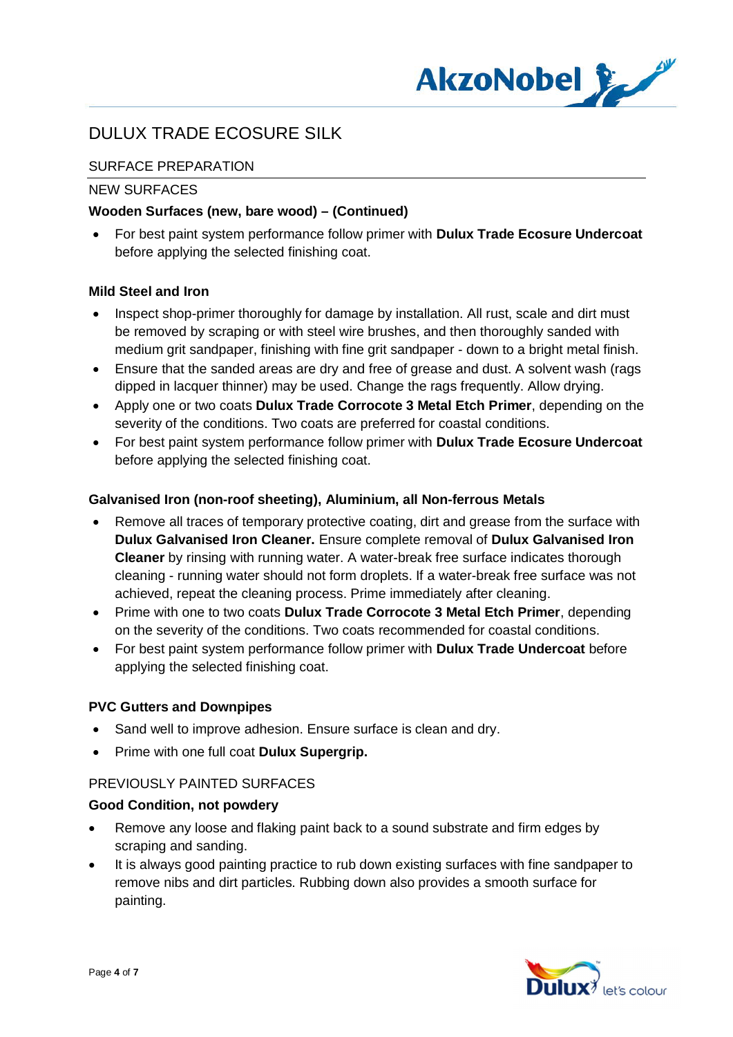# DULUX TRADE ECOSURE SILK

## SURFACE PREPARATION

### NEW SURFACES

**Wooden Surfaces (new, bare wood) – (Continued)**

- For best paint system performance follow primer with **Dulux Trade Ecosure Undercoat** before applying the selected finishing coat.

**Mild Steel and Iron**

- Inspect shop-primer thoroughly for damage by installation. All rust, scale and dirt must be removed by scraping or with steel wire brushes, and then thoroughly sanded with medium grit sandpaper, finishing with fine grit sandpaper - down to a bright metal finish.
- Ensure that the sanded areas are dry and free of grease and dust. A solvent wash (rags dipped in lacquer thinner) may be used. Change the rags frequently. Allow drying.
- Apply one or two coats **Dulux Trade Corrocote 3 Metal Etch Primer**, depending on the severity of the conditions. Two coats are preferred for coastal conditions.
- For best paint system performance follow primer with **Dulux Trade Ecosure Undercoat** before applying the selected finishing coat.

**Galvanised Iron (non-roof sheeting), Aluminium, all Non-ferrous Metals**

- Remove all traces of temporary protective coating, dirt and grease from the surface with **Dulux Galvanised Iron Cleaner.** Ensure complete removal of **Dulux Galvanised Iron Cleaner** by rinsing with running water. A water-break free surface indicates thorough cleaning - running water should not form droplets. If a water-break free surface was not achieved, repeat the cleaning process. Prime immediately after cleaning.
- Prime with one to two coats **Dulux Trade Corrocote 3 Metal Etch Primer**, depending on the severity of the conditions. Two coats recommended for coastal conditions.
- For best paint system performance follow primer with **Dulux Trade Undercoat** before applying the selected finishing coat.

**PVC Gutters and Downpipes**

- Sand well to improve adhesion. Ensure surface is clean and dry.
- Prime with one full coat **Dulux Supergrip.**

### PREVIOUSLY PAINTED SURFACES

**Good Condition, not powdery**

- Remove any loose and flaking paint back to a sound substrate and firm edges by scraping and sanding.
- It is always good painting practice to rub down existing surfaces with fine sandpaper to remove nibs and dirt particles. Rubbing down also provides a smooth surface for painting.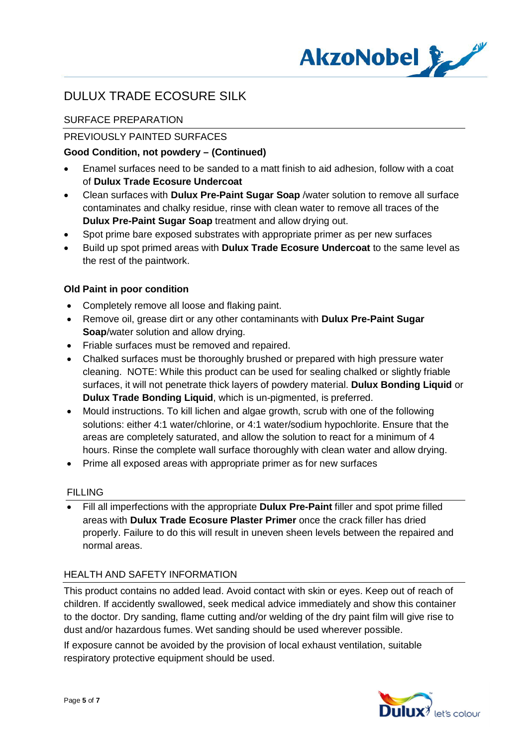# DULUX TRADE ECOSURE SILK

## SURFACE PREPARATION

### PREVIOUSLY PAINTED SURFACES

**Good Condition, not powdery – (Continued)**

- Enamel surfaces need to be sanded to a matt finish to aid adhesion, follow with a coat of **Dulux Trade Ecosure Undercoat**
- Clean surfaces with **Dulux Pre-Paint Sugar Soap** /water solution to remove all surface contaminates and chalky residue, rinse with clean water to remove all traces of the **Dulux Pre-Paint Sugar Soap** treatment and allow drying out.
- Spot prime bare exposed substrates with appropriate primer as per new surfaces
- Build up spot primed areas with **Dulux Trade Ecosure Undercoat** to the same level as the rest of the paintwork.

**Old Paint in poor condition**

- Completely remove all loose and flaking paint.
- Remove oil, grease dirt or any other contaminants with **Dulux Pre-Paint Sugar Soap**/water solution and allow drying.
- Friable surfaces must be removed and repaired.
- Chalked surfaces must be thoroughly brushed or prepared with high pressure water cleaning. NOTE: While this product can be used for sealing chalked or slightly friable surfaces, it will not penetrate thick layers of powdery material. **Dulux Bonding Liquid** or **Dulux Trade Bonding Liquid**, which is un-pigmented, is preferred.
- Mould instructions. To kill lichen and algae growth, scrub with one of the following solutions: either 4:1 water/chlorine, or 4:1 water/sodium hypochlorite. Ensure that the areas are completely saturated, and allow the solution to react for a minimum of 4 hours. Rinse the complete wall surface thoroughly with clean water and allow drying.
- Prime all exposed areas with appropriate primer as for new surfaces

## FILLING

- Fill all imperfections with the appropriate **Dulux Pre-Paint** filler and spot prime filled areas with **Dulux Trade Ecosure Plaster Primer** once the crack filler has dried properly. Failure to do this will result in uneven sheen levels between the repaired and normal areas.

## HEALTH AND SAFETY INFORMATION

This product contains no added lead. Avoid contact with skin or eyes. Keep out of reach of children. If accidently swallowed, seek medical advice immediately and show this container to the doctor. Dry sanding, flame cutting and/or welding of the dry paint film will give rise to dust and/or hazardous fumes. Wet sanding should be used wherever possible.

If exposure cannot be avoided by the provision of local exhaust ventilation, suitable respiratory protective equipment should be used.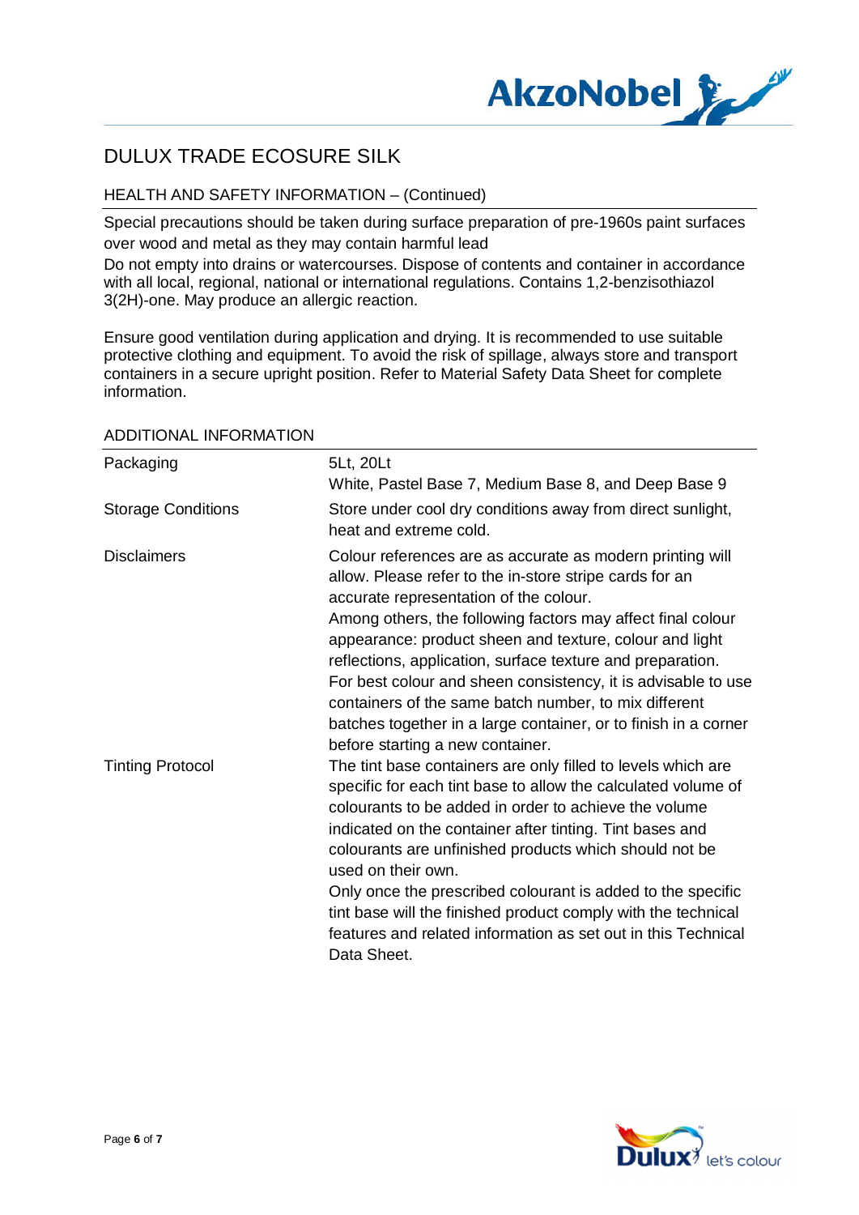# DULUX TRADE ECOSURE SILK

## HEALTH AND SAFETY INFORMATION – (Continued)

Special precautions should be taken during surface preparation of pre-1960s paint surfaces over wood and metal as they may contain harmful lead

Do not empty into drains or watercourses. Dispose of contents and container in accordance with all local, regional, national or international regulations. Contains 1,2-benzisothiazol 3(2H)-one. May produce an allergic reaction.

Ensure good ventilation during application and drying. It is recommended to use suitable protective clothing and equipment. To avoid the risk of spillage, always store and transport containers in a secure upright position. Refer to Material Safety Data Sheet for complete information.

## ADDITIONAL INFORMATION

| | |
|---|---|
| Packaging | 5Lt, 20Lt<br>White, Pastel Base 7, Medium Base 8, and Deep Base 9 |
| Storage Conditions | Store under cool dry conditions away from direct sunlight, heat and extreme cold. |
| Disclaimers | Colour references are as accurate as modern printing will allow. Please refer to the in-store stripe cards for an accurate representation of the colour.<br>Among others, the following factors may affect final colour appearance: product sheen and texture, colour and light reflections, application, surface texture and preparation. For best colour and sheen consistency, it is advisable to use containers of the same batch number, to mix different batches together in a large container, or to finish in a corner before starting a new container. |
| Tinting Protocol | The tint base containers are only filled to levels which are specific for each tint base to allow the calculated volume of colourants to be added in order to achieve the volume indicated on the container after tinting. Tint bases and colourants are unfinished products which should not be used on their own.<br>Only once the prescribed colourant is added to the specific tint base will the finished product comply with the technical features and related information as set out in this Technical Data Sheet. |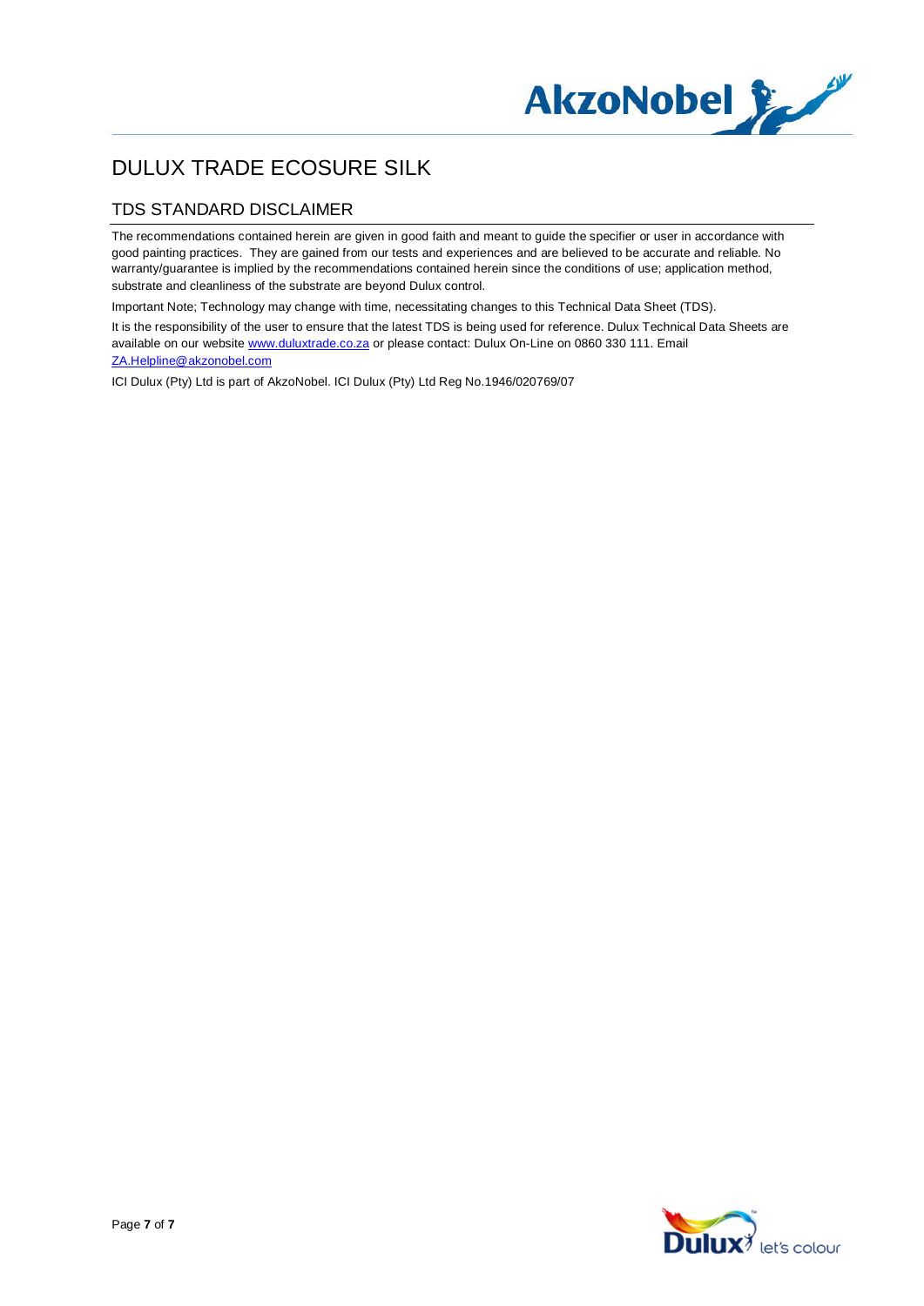# DULUX TRADE ECOSURE SILK

## TDS STANDARD DISCLAIMER

The recommendations contained herein are given in good faith and meant to guide the specifier or user in accordance with good painting practices. They are gained from our tests and experiences and are believed to be accurate and reliable. No warranty/guarantee is implied by the recommendations contained herein since the conditions of use; application method, substrate and cleanliness of the substrate are beyond Dulux control.

Important Note; Technology may change with time, necessitating changes to this Technical Data Sheet (TDS).

It is the responsibility of the user to ensure that the latest TDS is being used for reference. Dulux Technical Data Sheets are available on our website www.duluxtrade.co.za or please contact: Dulux On-Line on 0860 330 111. Email ZA.Helpline@akzonobel.com

ICI Dulux (Pty) Ltd is part of AkzoNobel. ICI Dulux (Pty) Ltd Reg No.1946/020769/07